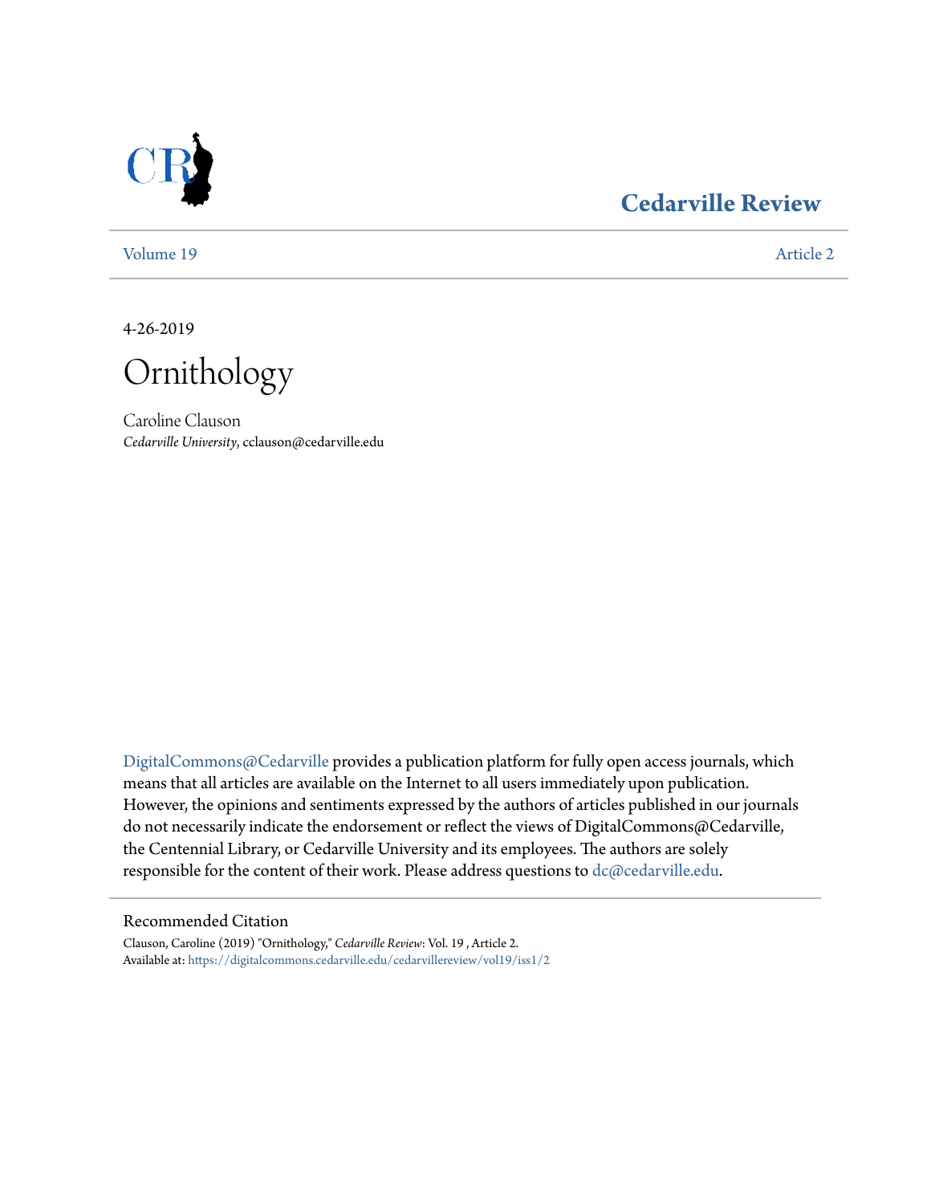Cedarville Review

Volume 19 | Article 2

4-26-2019

# Ornithology

Caroline Clauson
*Cedarville University*, cclauson@cedarville.edu

DigitalCommons@Cedarville provides a publication platform for fully open access journals, which means that all articles are available on the Internet to all users immediately upon publication. However, the opinions and sentiments expressed by the authors of articles published in our journals do not necessarily indicate the endorsement or reflect the views of DigitalCommons@Cedarville, the Centennial Library, or Cedarville University and its employees. The authors are solely responsible for the content of their work. Please address questions to dc@cedarville.edu.

## Recommended Citation

Clauson, Caroline (2019) "Ornithology," *Cedarville Review*: Vol. 19 , Article 2.
Available at: https://digitalcommons.cedarville.edu/cedarvillereview/vol19/iss1/2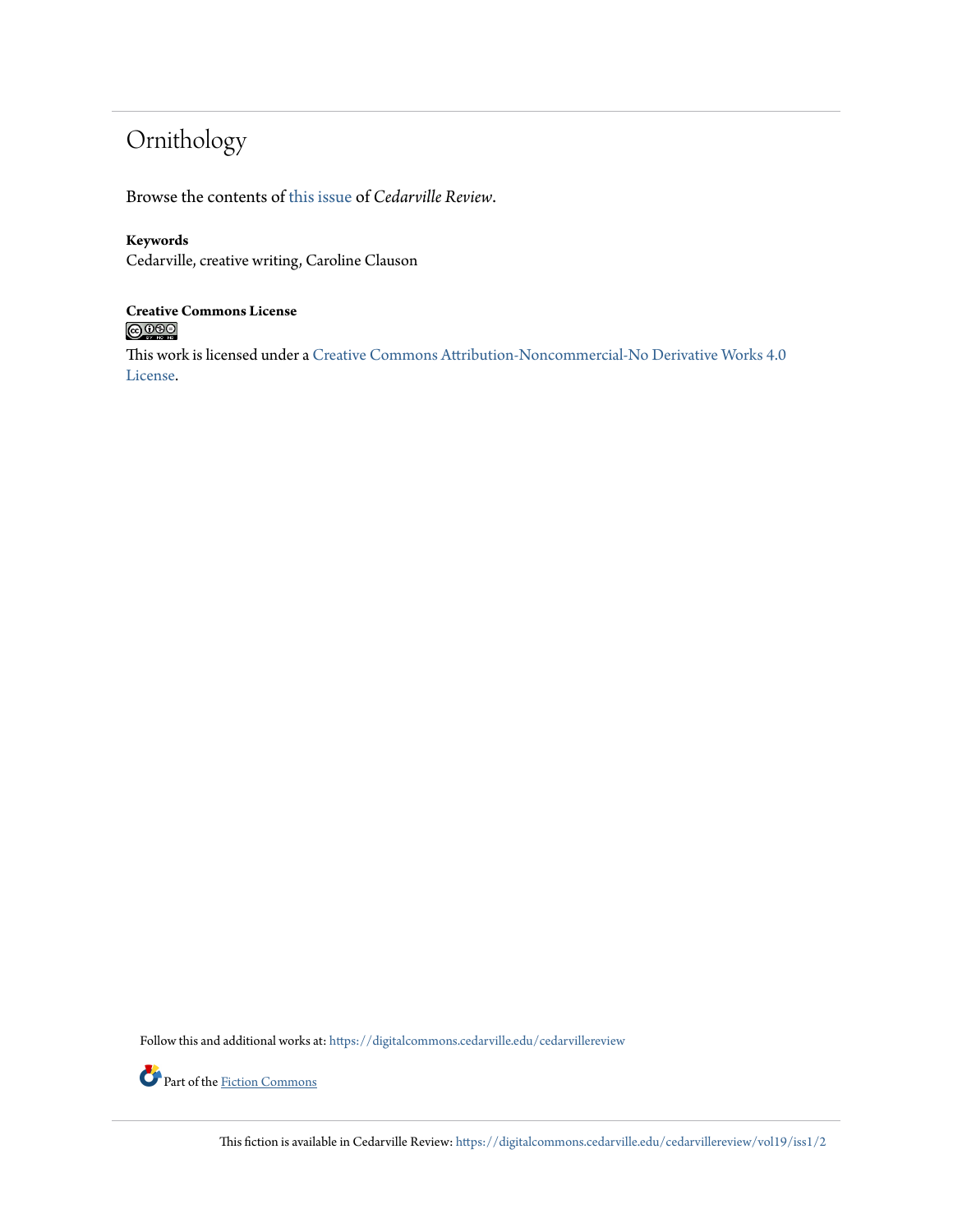# Ornithology

Browse the contents of this issue of *Cedarville Review*.

**Keywords**
Cedarville, creative writing, Caroline Clauson

**Creative Commons License**

This work is licensed under a Creative Commons Attribution-Noncommercial-No Derivative Works 4.0 License.

Follow this and additional works at: https://digitalcommons.cedarville.edu/cedarvillereview

Part of the Fiction Commons

This fiction is available in Cedarville Review: https://digitalcommons.cedarville.edu/cedarvillereview/vol19/iss1/2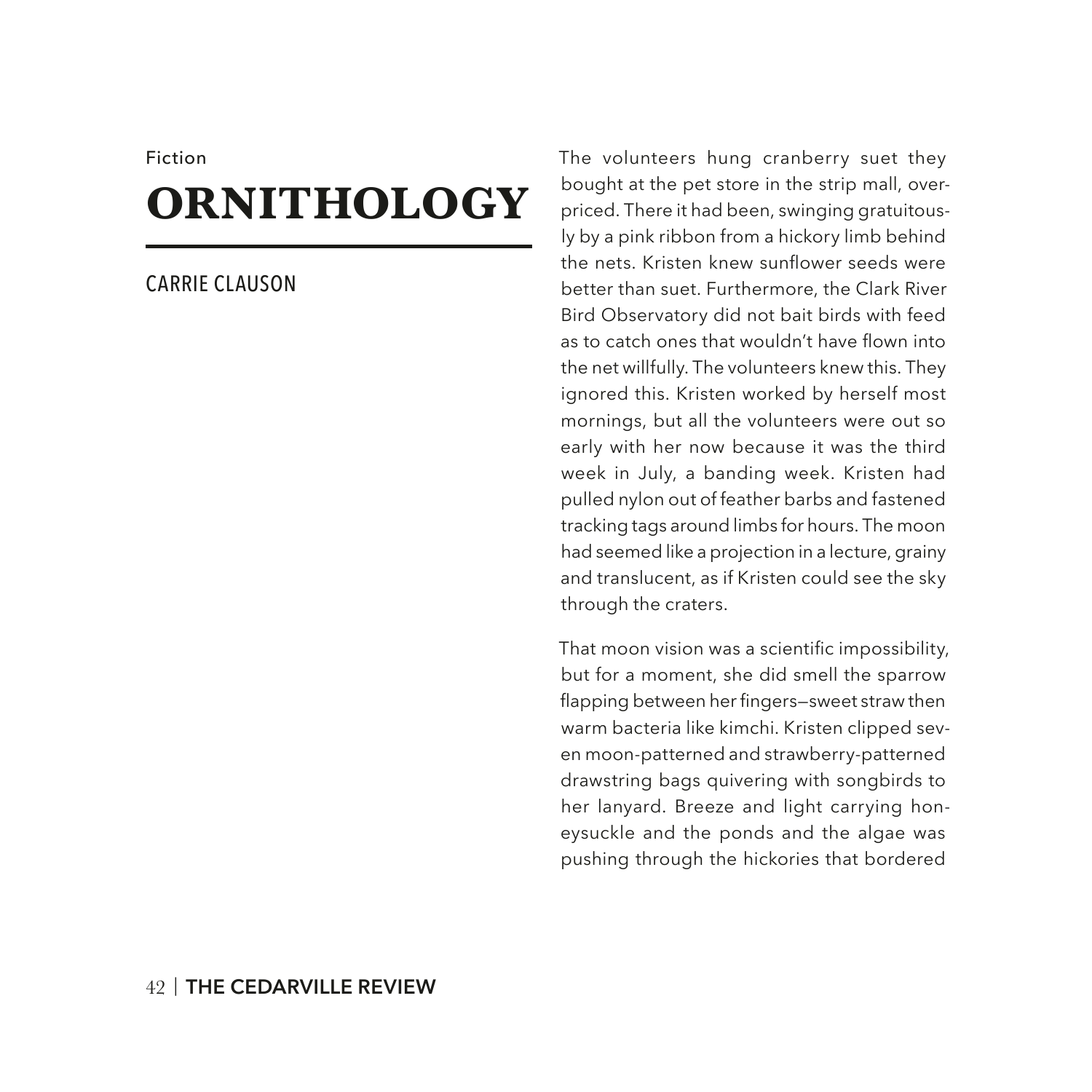Fiction

# ORNITHOLOGY

CARRIE CLAUSON

The volunteers hung cranberry suet they bought at the pet store in the strip mall, overpriced. There it had been, swinging gratuitously by a pink ribbon from a hickory limb behind the nets. Kristen knew sunflower seeds were better than suet. Furthermore, the Clark River Bird Observatory did not bait birds with feed as to catch ones that wouldn't have flown into the net willfully. The volunteers knew this. They ignored this. Kristen worked by herself most mornings, but all the volunteers were out so early with her now because it was the third week in July, a banding week. Kristen had pulled nylon out of feather barbs and fastened tracking tags around limbs for hours. The moon had seemed like a projection in a lecture, grainy and translucent, as if Kristen could see the sky through the craters.

That moon vision was a scientific impossibility, but for a moment, she did smell the sparrow flapping between her fingers—sweet straw then warm bacteria like kimchi. Kristen clipped seven moon-patterned and strawberry-patterned drawstring bags quivering with songbirds to her lanyard. Breeze and light carrying honeysuckle and the ponds and the algae was pushing through the hickories that bordered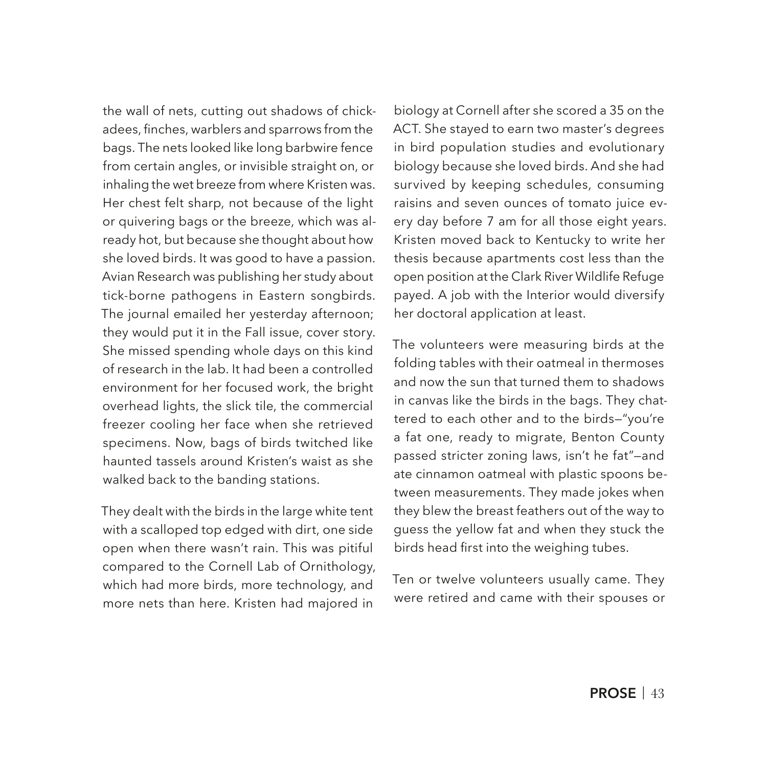the wall of nets, cutting out shadows of chickadees, finches, warblers and sparrows from the bags. The nets looked like long barbwire fence from certain angles, or invisible straight on, or inhaling the wet breeze from where Kristen was. Her chest felt sharp, not because of the light or quivering bags or the breeze, which was already hot, but because she thought about how she loved birds. It was good to have a passion. Avian Research was publishing her study about tick-borne pathogens in Eastern songbirds. The journal emailed her yesterday afternoon; they would put it in the Fall issue, cover story. She missed spending whole days on this kind of research in the lab. It had been a controlled environment for her focused work, the bright overhead lights, the slick tile, the commercial freezer cooling her face when she retrieved specimens. Now, bags of birds twitched like haunted tassels around Kristen's waist as she walked back to the banding stations.

They dealt with the birds in the large white tent with a scalloped top edged with dirt, one side open when there wasn't rain. This was pitiful compared to the Cornell Lab of Ornithology, which had more birds, more technology, and more nets than here. Kristen had majored in biology at Cornell after she scored a 35 on the ACT. She stayed to earn two master's degrees in bird population studies and evolutionary biology because she loved birds. And she had survived by keeping schedules, consuming raisins and seven ounces of tomato juice every day before 7 am for all those eight years. Kristen moved back to Kentucky to write her thesis because apartments cost less than the open position at the Clark River Wildlife Refuge payed. A job with the Interior would diversify her doctoral application at least.

The volunteers were measuring birds at the folding tables with their oatmeal in thermoses and now the sun that turned them to shadows in canvas like the birds in the bags. They chattered to each other and to the birds—"you're a fat one, ready to migrate, Benton County passed stricter zoning laws, isn't he fat"—and ate cinnamon oatmeal with plastic spoons between measurements. They made jokes when they blew the breast feathers out of the way to guess the yellow fat and when they stuck the birds head first into the weighing tubes.

Ten or twelve volunteers usually came. They were retired and came with their spouses or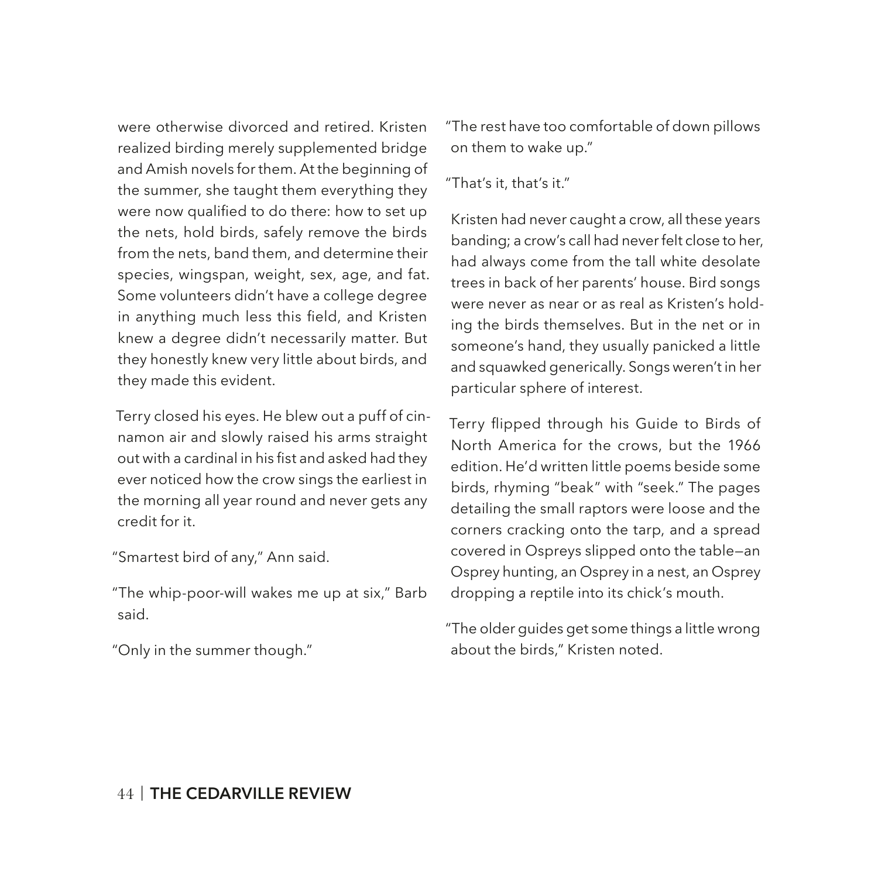were otherwise divorced and retired. Kristen realized birding merely supplemented bridge and Amish novels for them. At the beginning of the summer, she taught them everything they were now qualified to do there: how to set up the nets, hold birds, safely remove the birds from the nets, band them, and determine their species, wingspan, weight, sex, age, and fat. Some volunteers didn't have a college degree in anything much less this field, and Kristen knew a degree didn't necessarily matter. But they honestly knew very little about birds, and they made this evident.

Terry closed his eyes. He blew out a puff of cinnamon air and slowly raised his arms straight out with a cardinal in his fist and asked had they ever noticed how the crow sings the earliest in the morning all year round and never gets any credit for it.

"Smartest bird of any," Ann said.

"The whip-poor-will wakes me up at six," Barb said.

"Only in the summer though."

"The rest have too comfortable of down pillows on them to wake up."

"That's it, that's it."

Kristen had never caught a crow, all these years banding; a crow's call had never felt close to her, had always come from the tall white desolate trees in back of her parents' house. Bird songs were never as near or as real as Kristen's holding the birds themselves. But in the net or in someone's hand, they usually panicked a little and squawked generically. Songs weren't in her particular sphere of interest.

Terry flipped through his Guide to Birds of North America for the crows, but the 1966 edition. He'd written little poems beside some birds, rhyming "beak" with "seek." The pages detailing the small raptors were loose and the corners cracking onto the tarp, and a spread covered in Ospreys slipped onto the table—an Osprey hunting, an Osprey in a nest, an Osprey dropping a reptile into its chick's mouth.

"The older guides get some things a little wrong about the birds," Kristen noted.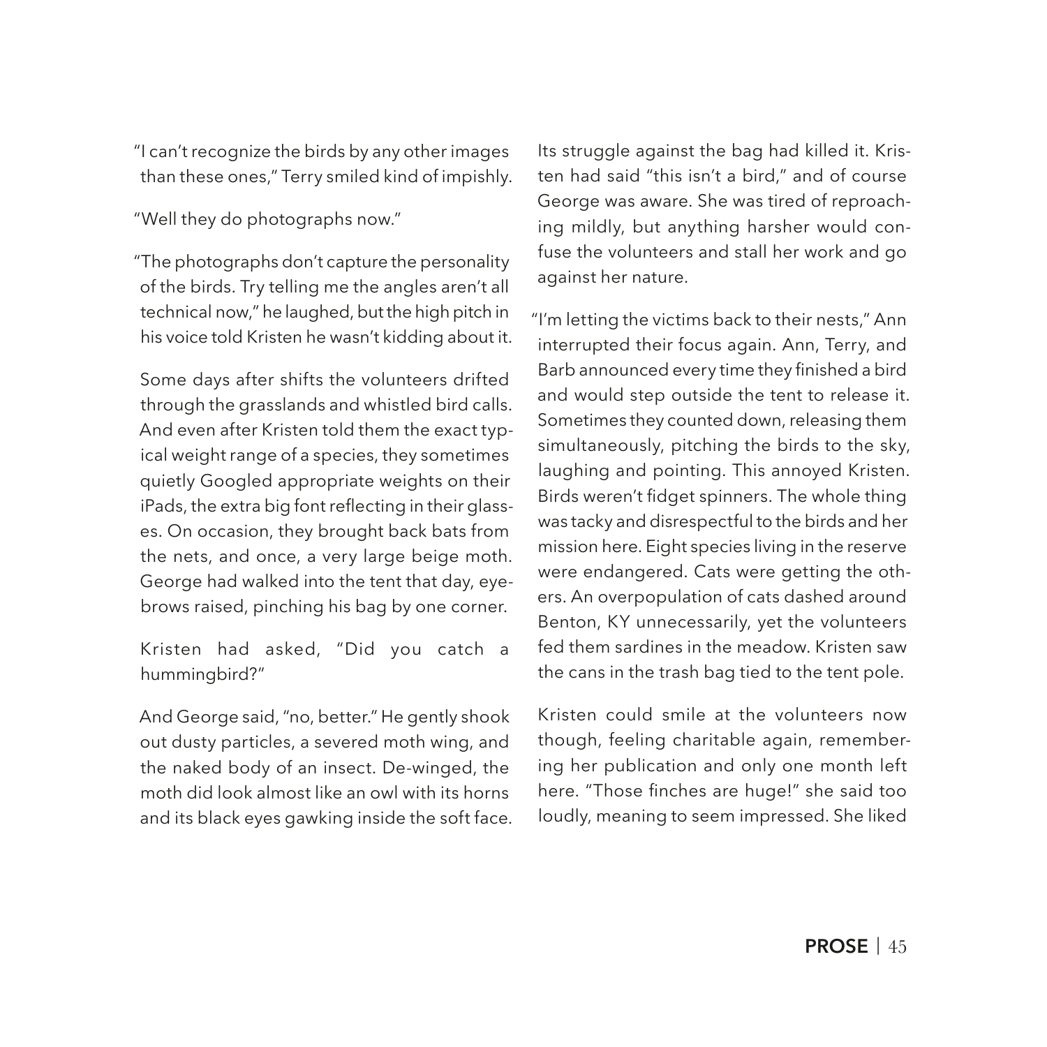"I can't recognize the birds by any other images than these ones," Terry smiled kind of impishly.

"Well they do photographs now."

"The photographs don't capture the personality of the birds. Try telling me the angles aren't all technical now," he laughed, but the high pitch in his voice told Kristen he wasn't kidding about it.

Some days after shifts the volunteers drifted through the grasslands and whistled bird calls. And even after Kristen told them the exact typical weight range of a species, they sometimes quietly Googled appropriate weights on their iPads, the extra big font reflecting in their glasses. On occasion, they brought back bats from the nets, and once, a very large beige moth. George had walked into the tent that day, eyebrows raised, pinching his bag by one corner.

Kristen had asked, "Did you catch a hummingbird?"

And George said, "no, better." He gently shook out dusty particles, a severed moth wing, and the naked body of an insect. De-winged, the moth did look almost like an owl with its horns and its black eyes gawking inside the soft face. Its struggle against the bag had killed it. Kristen had said "this isn't a bird," and of course George was aware. She was tired of reproaching mildly, but anything harsher would confuse the volunteers and stall her work and go against her nature.

"I'm letting the victims back to their nests," Ann interrupted their focus again. Ann, Terry, and Barb announced every time they finished a bird and would step outside the tent to release it. Sometimes they counted down, releasing them simultaneously, pitching the birds to the sky, laughing and pointing. This annoyed Kristen. Birds weren't fidget spinners. The whole thing was tacky and disrespectful to the birds and her mission here. Eight species living in the reserve were endangered. Cats were getting the others. An overpopulation of cats dashed around Benton, KY unnecessarily, yet the volunteers fed them sardines in the meadow. Kristen saw the cans in the trash bag tied to the tent pole.

Kristen could smile at the volunteers now though, feeling charitable again, remembering her publication and only one month left here. "Those finches are huge!" she said too loudly, meaning to seem impressed. She liked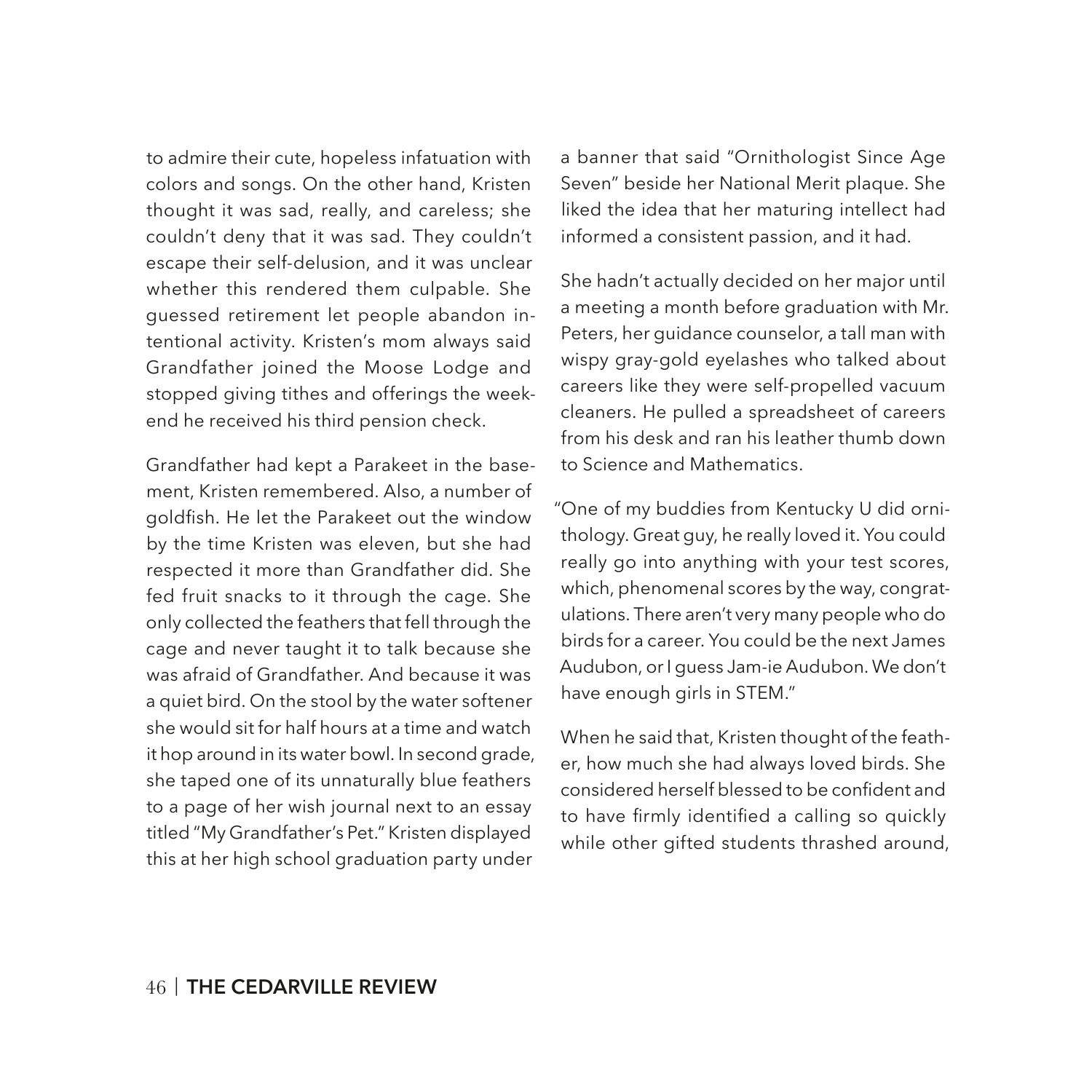to admire their cute, hopeless infatuation with colors and songs. On the other hand, Kristen thought it was sad, really, and careless; she couldn't deny that it was sad. They couldn't escape their self-delusion, and it was unclear whether this rendered them culpable. She guessed retirement let people abandon intentional activity. Kristen's mom always said Grandfather joined the Moose Lodge and stopped giving tithes and offerings the weekend he received his third pension check.

Grandfather had kept a Parakeet in the basement, Kristen remembered. Also, a number of goldfish. He let the Parakeet out the window by the time Kristen was eleven, but she had respected it more than Grandfather did. She fed fruit snacks to it through the cage. She only collected the feathers that fell through the cage and never taught it to talk because she was afraid of Grandfather. And because it was a quiet bird. On the stool by the water softener she would sit for half hours at a time and watch it hop around in its water bowl. In second grade, she taped one of its unnaturally blue feathers to a page of her wish journal next to an essay titled "My Grandfather's Pet." Kristen displayed this at her high school graduation party under a banner that said "Ornithologist Since Age Seven" beside her National Merit plaque. She liked the idea that her maturing intellect had informed a consistent passion, and it had.

She hadn't actually decided on her major until a meeting a month before graduation with Mr. Peters, her guidance counselor, a tall man with wispy gray-gold eyelashes who talked about careers like they were self-propelled vacuum cleaners. He pulled a spreadsheet of careers from his desk and ran his leather thumb down to Science and Mathematics.

"One of my buddies from Kentucky U did ornithology. Great guy, he really loved it. You could really go into anything with your test scores, which, phenomenal scores by the way, congratulations. There aren't very many people who do birds for a career. You could be the next James Audubon, or I guess Jam-ie Audubon. We don't have enough girls in STEM."

When he said that, Kristen thought of the feather, how much she had always loved birds. She considered herself blessed to be confident and to have firmly identified a calling so quickly while other gifted students thrashed around,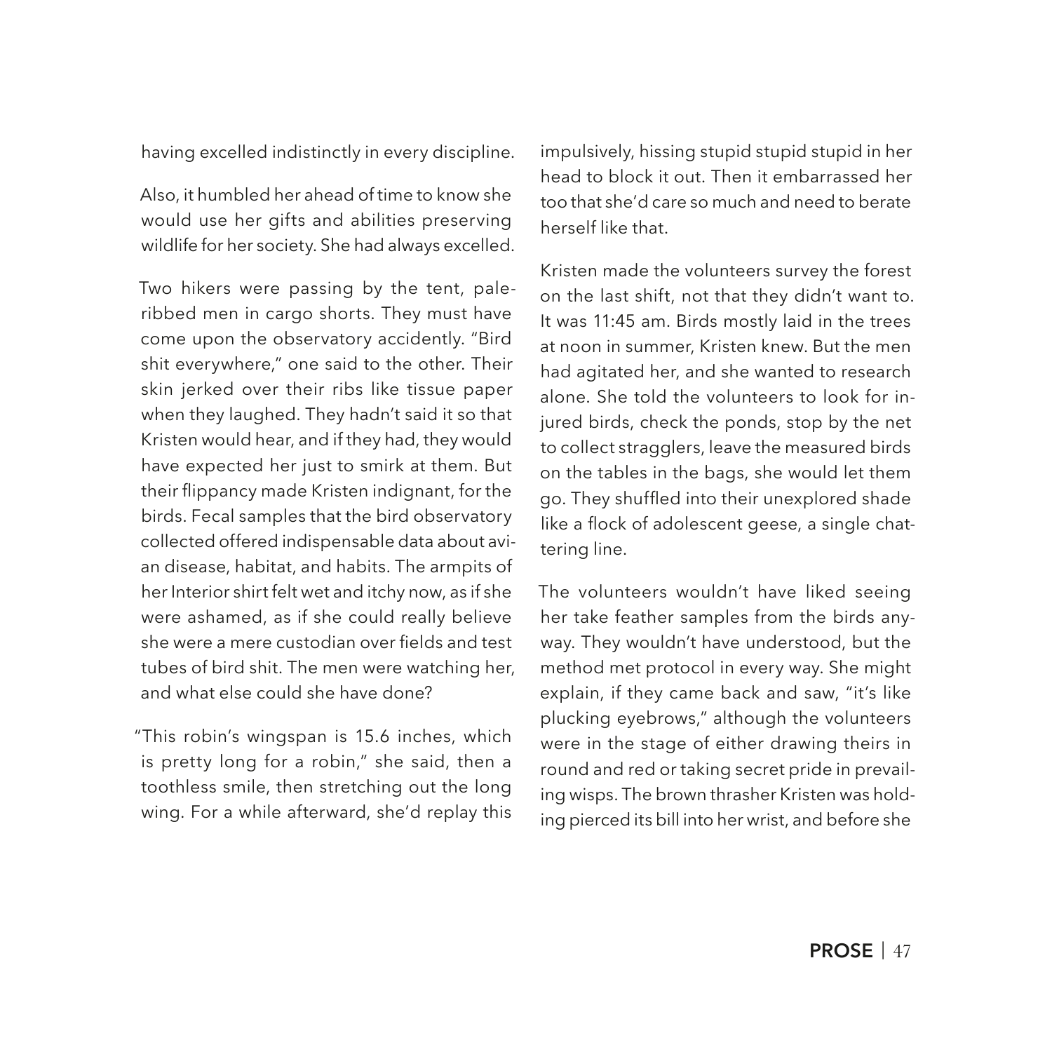having excelled indistinctly in every discipline.

Also, it humbled her ahead of time to know she would use her gifts and abilities preserving wildlife for her society. She had always excelled.

Two hikers were passing by the tent, pale-ribbed men in cargo shorts. They must have come upon the observatory accidently. "Bird shit everywhere," one said to the other. Their skin jerked over their ribs like tissue paper when they laughed. They hadn't said it so that Kristen would hear, and if they had, they would have expected her just to smirk at them. But their flippancy made Kristen indignant, for the birds. Fecal samples that the bird observatory collected offered indispensable data about avian disease, habitat, and habits. The armpits of her Interior shirt felt wet and itchy now, as if she were ashamed, as if she could really believe she were a mere custodian over fields and test tubes of bird shit. The men were watching her, and what else could she have done?

"This robin's wingspan is 15.6 inches, which is pretty long for a robin," she said, then a toothless smile, then stretching out the long wing. For a while afterward, she'd replay this impulsively, hissing stupid stupid stupid in her head to block it out. Then it embarrassed her too that she'd care so much and need to berate herself like that.

Kristen made the volunteers survey the forest on the last shift, not that they didn't want to. It was 11:45 am. Birds mostly laid in the trees at noon in summer, Kristen knew. But the men had agitated her, and she wanted to research alone. She told the volunteers to look for injured birds, check the ponds, stop by the net to collect stragglers, leave the measured birds on the tables in the bags, she would let them go. They shuffled into their unexplored shade like a flock of adolescent geese, a single chattering line.

The volunteers wouldn't have liked seeing her take feather samples from the birds anyway. They wouldn't have understood, but the method met protocol in every way. She might explain, if they came back and saw, "it's like plucking eyebrows," although the volunteers were in the stage of either drawing theirs in round and red or taking secret pride in prevailing wisps. The brown thrasher Kristen was holding pierced its bill into her wrist, and before she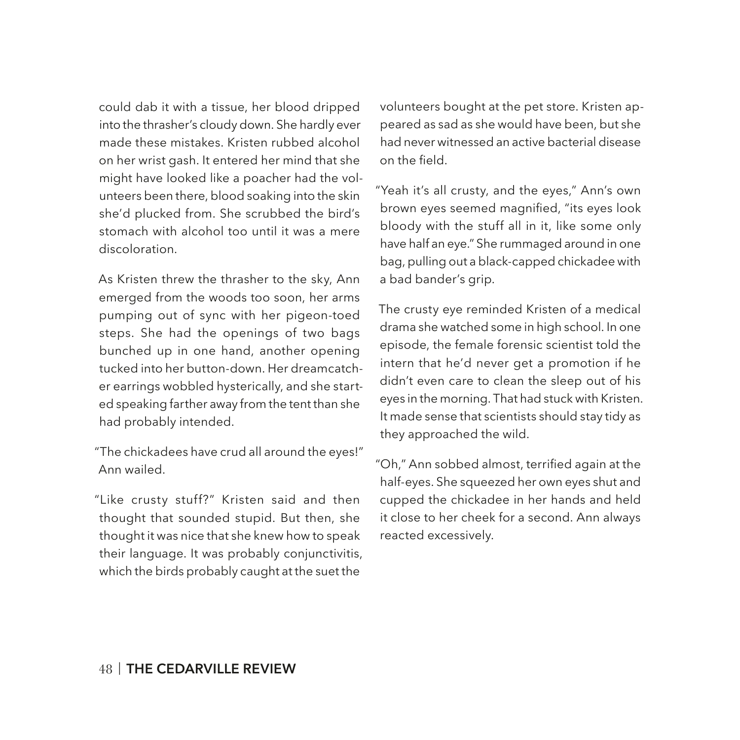could dab it with a tissue, her blood dripped into the thrasher's cloudy down. She hardly ever made these mistakes. Kristen rubbed alcohol on her wrist gash. It entered her mind that she might have looked like a poacher had the volunteers been there, blood soaking into the skin she'd plucked from. She scrubbed the bird's stomach with alcohol too until it was a mere discoloration.

As Kristen threw the thrasher to the sky, Ann emerged from the woods too soon, her arms pumping out of sync with her pigeon-toed steps. She had the openings of two bags bunched up in one hand, another opening tucked into her button-down. Her dreamcatcher earrings wobbled hysterically, and she started speaking farther away from the tent than she had probably intended.

"The chickadees have crud all around the eyes!" Ann wailed.

"Like crusty stuff?" Kristen said and then thought that sounded stupid. But then, she thought it was nice that she knew how to speak their language. It was probably conjunctivitis, which the birds probably caught at the suet the volunteers bought at the pet store. Kristen appeared as sad as she would have been, but she had never witnessed an active bacterial disease on the field.

"Yeah it's all crusty, and the eyes," Ann's own brown eyes seemed magnified, "its eyes look bloody with the stuff all in it, like some only have half an eye." She rummaged around in one bag, pulling out a black-capped chickadee with a bad bander's grip.

The crusty eye reminded Kristen of a medical drama she watched some in high school. In one episode, the female forensic scientist told the intern that he'd never get a promotion if he didn't even care to clean the sleep out of his eyes in the morning. That had stuck with Kristen. It made sense that scientists should stay tidy as they approached the wild.

"Oh," Ann sobbed almost, terrified again at the half-eyes. She squeezed her own eyes shut and cupped the chickadee in her hands and held it close to her cheek for a second. Ann always reacted excessively.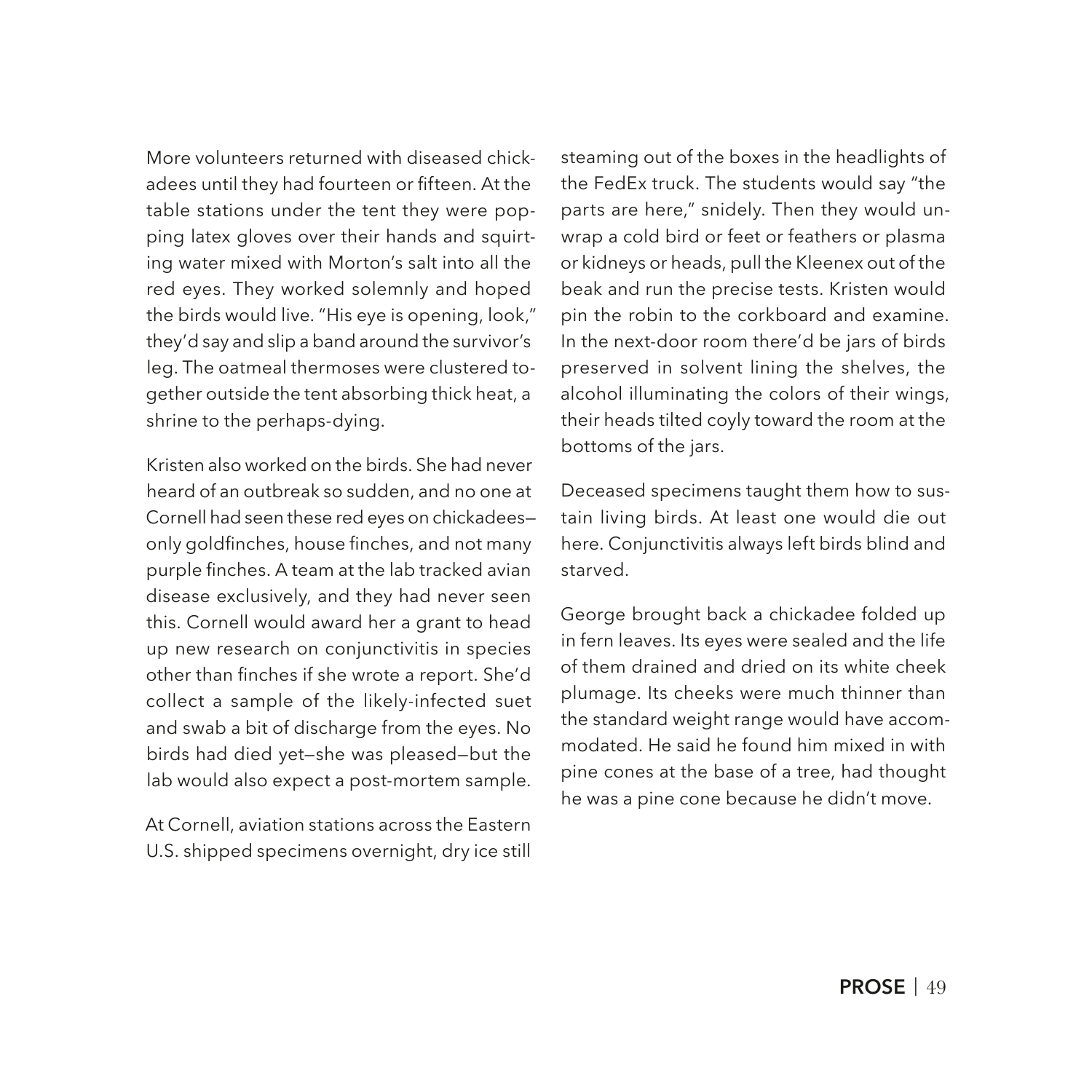More volunteers returned with diseased chickadees until they had fourteen or fifteen. At the table stations under the tent they were popping latex gloves over their hands and squirting water mixed with Morton's salt into all the red eyes. They worked solemnly and hoped the birds would live. "His eye is opening, look," they'd say and slip a band around the survivor's leg. The oatmeal thermoses were clustered together outside the tent absorbing thick heat, a shrine to the perhaps-dying.

Kristen also worked on the birds. She had never heard of an outbreak so sudden, and no one at Cornell had seen these red eyes on chickadees—only goldfinches, house finches, and not many purple finches. A team at the lab tracked avian disease exclusively, and they had never seen this. Cornell would award her a grant to head up new research on conjunctivitis in species other than finches if she wrote a report. She'd collect a sample of the likely-infected suet and swab a bit of discharge from the eyes. No birds had died yet—she was pleased—but the lab would also expect a post-mortem sample.

At Cornell, aviation stations across the Eastern U.S. shipped specimens overnight, dry ice still steaming out of the boxes in the headlights of the FedEx truck. The students would say "the parts are here," snidely. Then they would unwrap a cold bird or feet or feathers or plasma or kidneys or heads, pull the Kleenex out of the beak and run the precise tests. Kristen would pin the robin to the corkboard and examine. In the next-door room there'd be jars of birds preserved in solvent lining the shelves, the alcohol illuminating the colors of their wings, their heads tilted coyly toward the room at the bottoms of the jars.

Deceased specimens taught them how to sustain living birds. At least one would die out here. Conjunctivitis always left birds blind and starved.

George brought back a chickadee folded up in fern leaves. Its eyes were sealed and the life of them drained and dried on its white cheek plumage. Its cheeks were much thinner than the standard weight range would have accommodated. He said he found him mixed in with pine cones at the base of a tree, had thought he was a pine cone because he didn't move.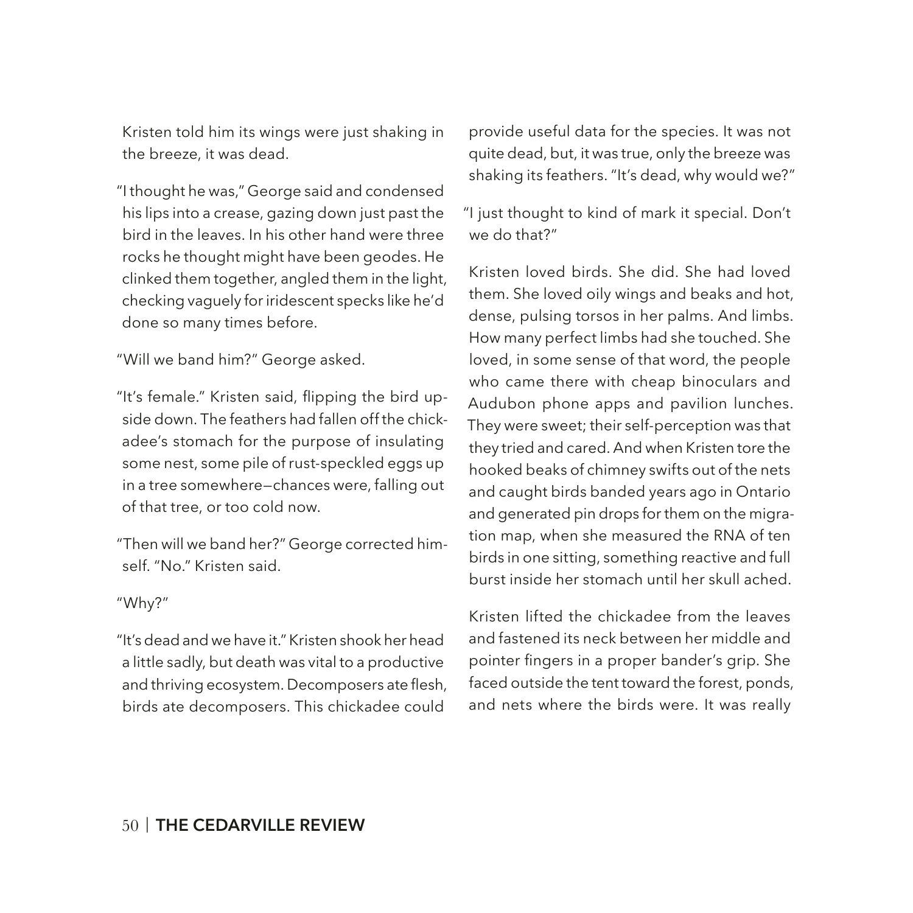Kristen told him its wings were just shaking in the breeze, it was dead.

"I thought he was," George said and condensed his lips into a crease, gazing down just past the bird in the leaves. In his other hand were three rocks he thought might have been geodes. He clinked them together, angled them in the light, checking vaguely for iridescent specks like he'd done so many times before.

"Will we band him?" George asked.

"It's female." Kristen said, flipping the bird upside down. The feathers had fallen off the chickadee's stomach for the purpose of insulating some nest, some pile of rust-speckled eggs up in a tree somewhere—chances were, falling out of that tree, or too cold now.

"Then will we band her?" George corrected himself. "No." Kristen said.

"Why?"

"It's dead and we have it." Kristen shook her head a little sadly, but death was vital to a productive and thriving ecosystem. Decomposers ate flesh, birds ate decomposers. This chickadee could provide useful data for the species. It was not quite dead, but, it was true, only the breeze was shaking its feathers. "It's dead, why would we?"

"I just thought to kind of mark it special. Don't we do that?"

Kristen loved birds. She did. She had loved them. She loved oily wings and beaks and hot, dense, pulsing torsos in her palms. And limbs. How many perfect limbs had she touched. She loved, in some sense of that word, the people who came there with cheap binoculars and Audubon phone apps and pavilion lunches. They were sweet; their self-perception was that they tried and cared. And when Kristen tore the hooked beaks of chimney swifts out of the nets and caught birds banded years ago in Ontario and generated pin drops for them on the migration map, when she measured the RNA of ten birds in one sitting, something reactive and full burst inside her stomach until her skull ached.

Kristen lifted the chickadee from the leaves and fastened its neck between her middle and pointer fingers in a proper bander's grip. She faced outside the tent toward the forest, ponds, and nets where the birds were. It was really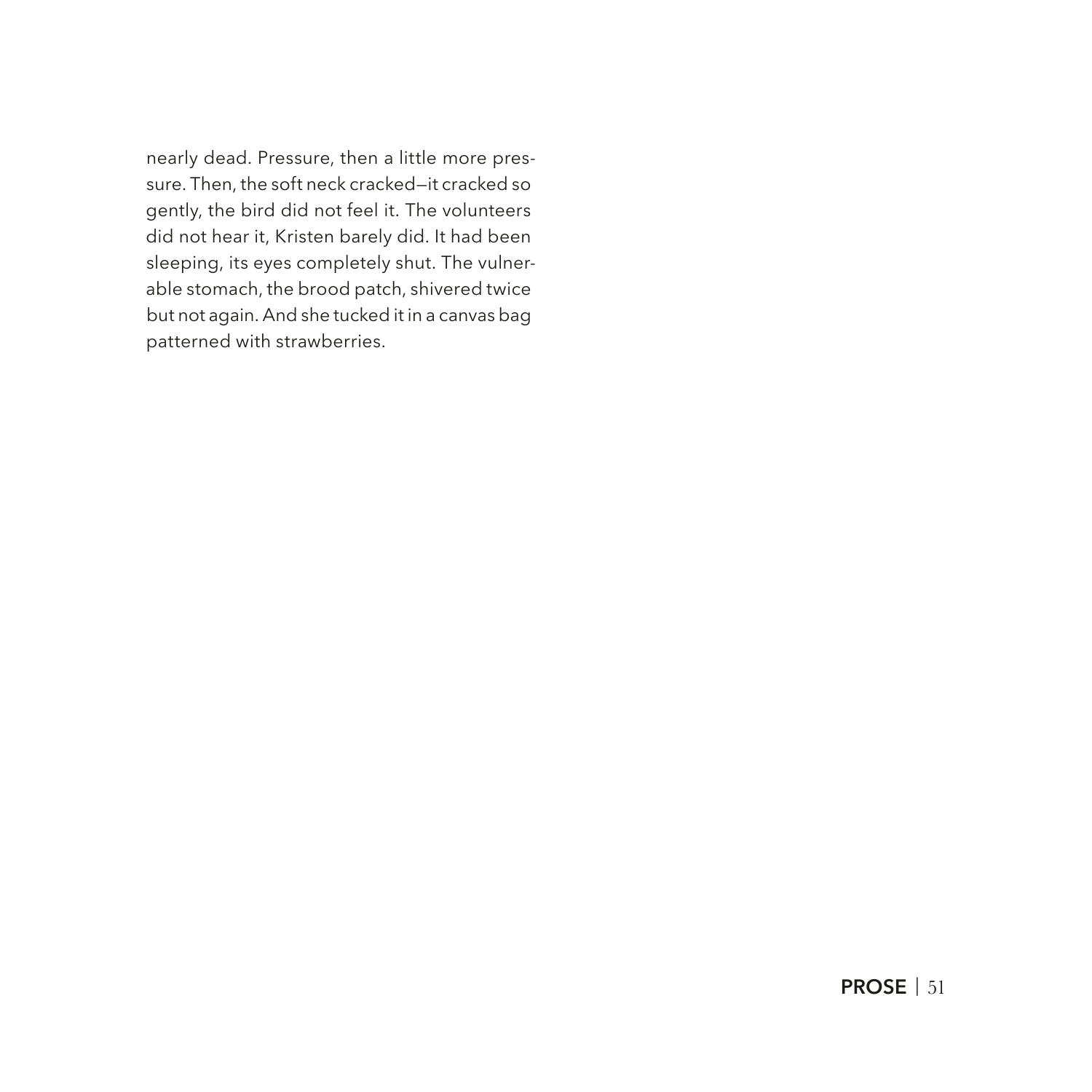nearly dead. Pressure, then a little more pressure. Then, the soft neck cracked—it cracked so gently, the bird did not feel it. The volunteers did not hear it, Kristen barely did. It had been sleeping, its eyes completely shut. The vulnerable stomach, the brood patch, shivered twice but not again. And she tucked it in a canvas bag patterned with strawberries.